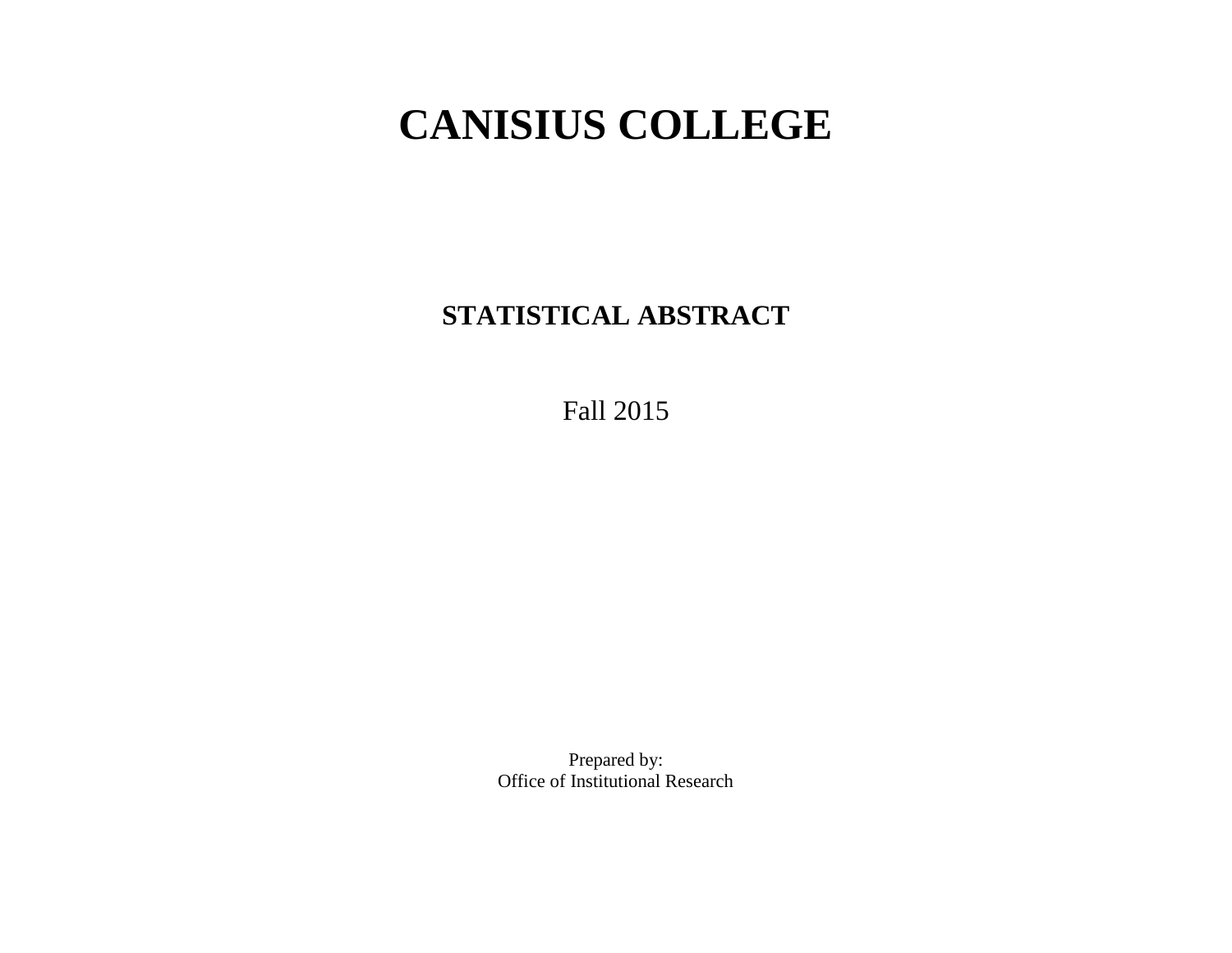# CANISIUS COLLEGE

## STATISTICAL ABSTRACT

Fall 2015

Prepared by:
Office of Institutional Research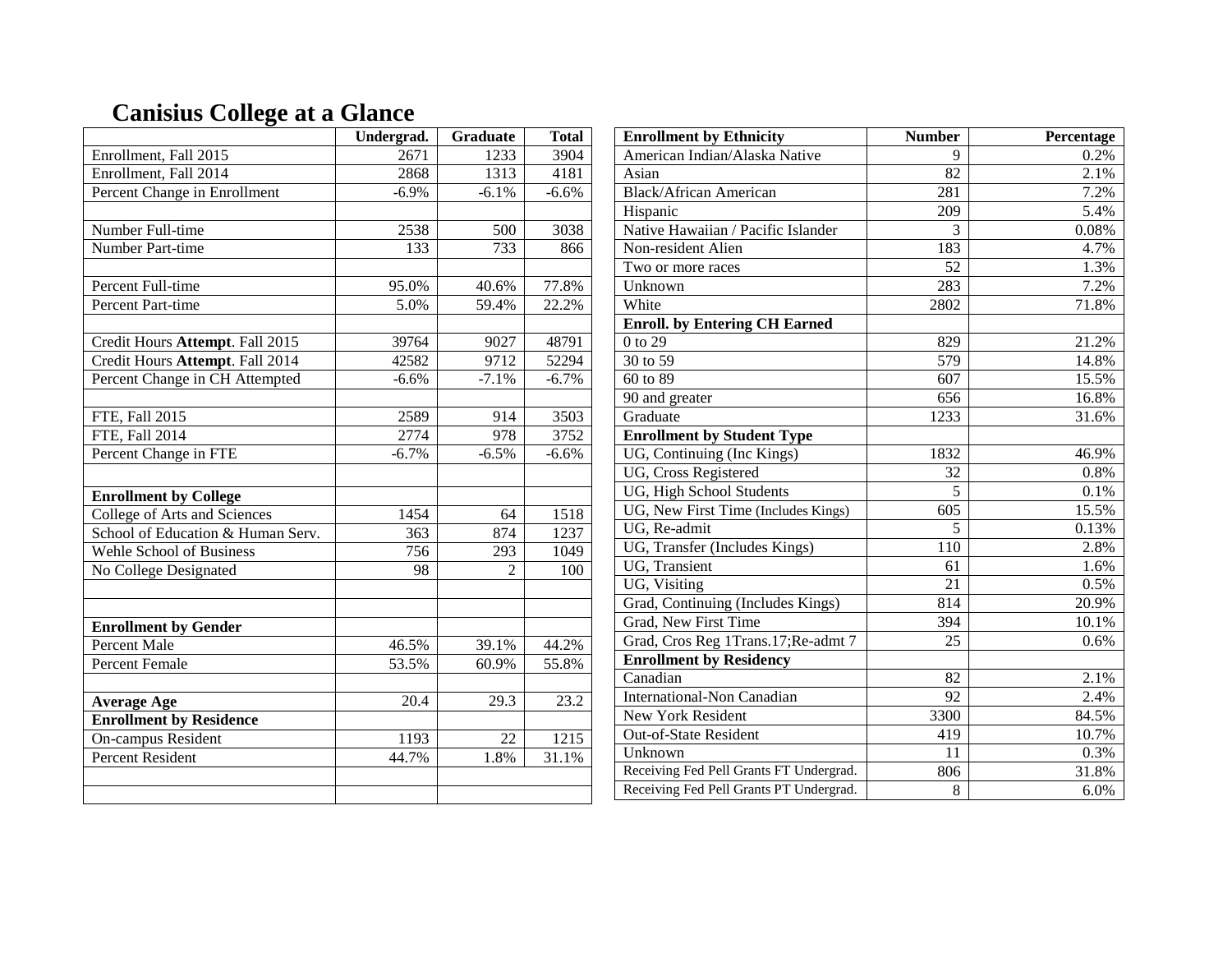# Canisius College at a Glance

| | Undergrad. | Graduate | Total |
|---|---|---|---|
| Enrollment, Fall 2015 | 2671 | 1233 | 3904 |
| Enrollment, Fall 2014 | 2868 | 1313 | 4181 |
| Percent Change in Enrollment | -6.9% | -6.1% | -6.6% |
| | | | |
| Number Full-time | 2538 | 500 | 3038 |
| Number Part-time | 133 | 733 | 866 |
| | | | |
| Percent Full-time | 95.0% | 40.6% | 77.8% |
| Percent Part-time | 5.0% | 59.4% | 22.2% |
| | | | |
| Credit Hours **Attempt**. Fall 2015 | 39764 | 9027 | 48791 |
| Credit Hours **Attempt**. Fall 2014 | 42582 | 9712 | 52294 |
| Percent Change in CH Attempted | -6.6% | -7.1% | -6.7% |
| | | | |
| FTE, Fall 2015 | 2589 | 914 | 3503 |
| FTE, Fall 2014 | 2774 | 978 | 3752 |
| Percent Change in FTE | -6.7% | -6.5% | -6.6% |
| | | | |
| **Enrollment by College** | | | |
| College of Arts and Sciences | 1454 | 64 | 1518 |
| School of Education & Human Serv. | 363 | 874 | 1237 |
| Wehle School of Business | 756 | 293 | 1049 |
| No College Designated | 98 | 2 | 100 |
| | | | |
| | | | |
| **Enrollment by Gender** | | | |
| Percent Male | 46.5% | 39.1% | 44.2% |
| Percent Female | 53.5% | 60.9% | 55.8% |
| | | | |
| **Average Age** | 20.4 | 29.3 | 23.2 |
| **Enrollment by Residence** | | | |
| On-campus Resident | 1193 | 22 | 1215 |
| Percent Resident | 44.7% | 1.8% | 31.1% |

| Enrollment by Ethnicity | Number | Percentage |
|---|---|---|
| American Indian/Alaska Native | 9 | 0.2% |
| Asian | 82 | 2.1% |
| Black/African American | 281 | 7.2% |
| Hispanic | 209 | 5.4% |
| Native Hawaiian / Pacific Islander | 3 | 0.08% |
| Non-resident Alien | 183 | 4.7% |
| Two or more races | 52 | 1.3% |
| Unknown | 283 | 7.2% |
| White | 2802 | 71.8% |
| **Enroll. by Entering CH Earned** | | |
| 0 to 29 | 829 | 21.2% |
| 30 to 59 | 579 | 14.8% |
| 60 to 89 | 607 | 15.5% |
| 90 and greater | 656 | 16.8% |
| Graduate | 1233 | 31.6% |
| **Enrollment by Student Type** | | |
| UG, Continuing (Inc Kings) | 1832 | 46.9% |
| UG, Cross Registered | 32 | 0.8% |
| UG, High School Students | 5 | 0.1% |
| UG, New First Time (Includes Kings) | 605 | 15.5% |
| UG, Re-admit | 5 | 0.13% |
| UG, Transfer (Includes Kings) | 110 | 2.8% |
| UG, Transient | 61 | 1.6% |
| UG, Visiting | 21 | 0.5% |
| Grad, Continuing (Includes Kings) | 814 | 20.9% |
| Grad, New First Time | 394 | 10.1% |
| Grad, Cros Reg 1Trans.17;Re-admt 7 | 25 | 0.6% |
| **Enrollment by Residency** | | |
| Canadian | 82 | 2.1% |
| International-Non Canadian | 92 | 2.4% |
| New York Resident | 3300 | 84.5% |
| Out-of-State Resident | 419 | 10.7% |
| Unknown | 11 | 0.3% |
| Receiving Fed Pell Grants FT Undergrad. | 806 | 31.8% |
| Receiving Fed Pell Grants PT Undergrad. | 8 | 6.0% |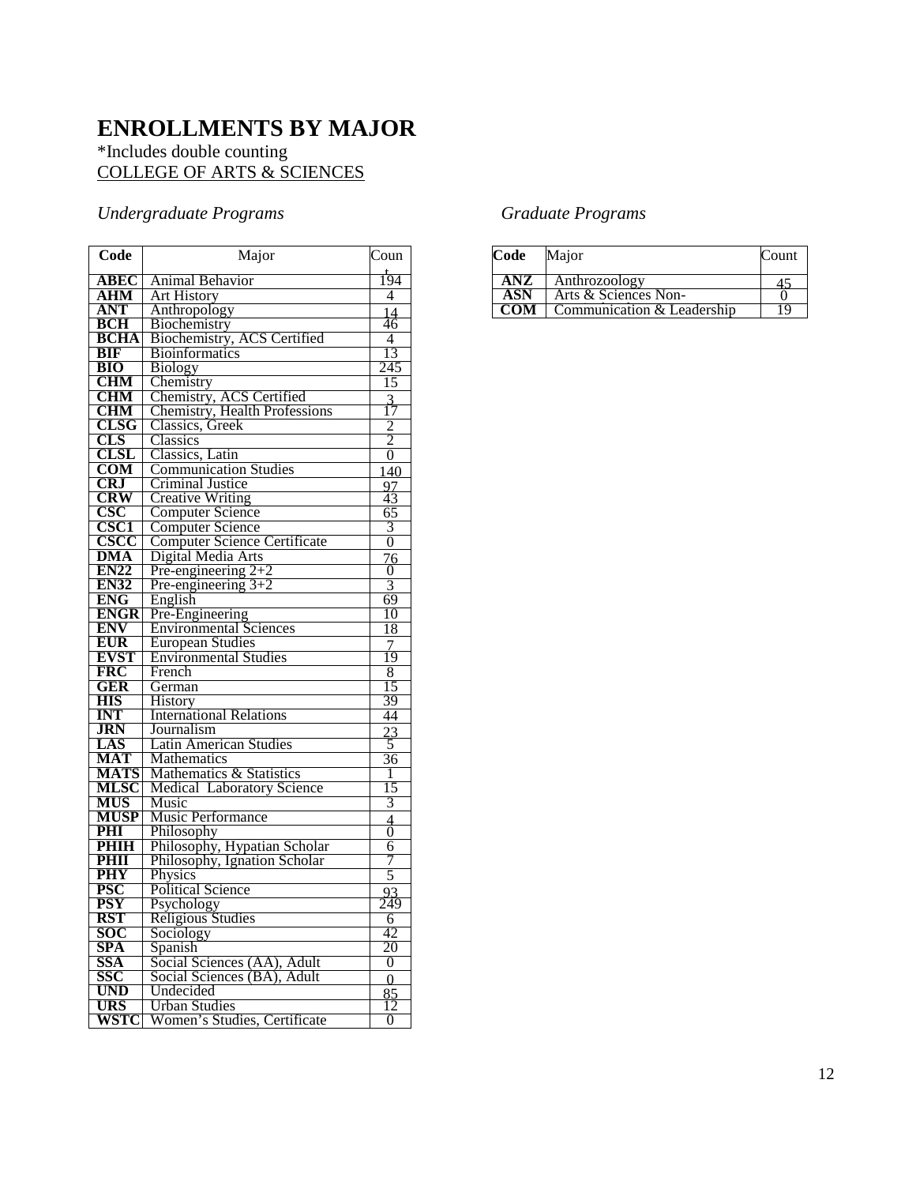# ENROLLMENTS BY MAJOR

*Includes double counting

COLLEGE OF ARTS & SCIENCES

*Undergraduate Programs*

| Code | Major | Count |
|---|---|---|
| **ABEC** | Animal Behavior | 194 |
| **AHM** | Art History | 4 |
| **ANT** | Anthropology | 14 |
| **BCH** | Biochemistry | 46 |
| **BCHA** | Biochemistry, ACS Certified | 4 |
| **BIF** | Bioinformatics | 13 |
| **BIO** | Biology | 245 |
| **CHM** | Chemistry | 15 |
| **CHM** | Chemistry, ACS Certified | 3 |
| **CHM** | Chemistry, Health Professions | 17 |
| **CLSG** | Classics, Greek | 2 |
| **CLS** | Classics | 2 |
| **CLSL** | Classics, Latin | 0 |
| **COM** | Communication Studies | 140 |
| **CRJ** | Criminal Justice | 97 |
| **CRW** | Creative Writing | 43 |
| **CSC** | Computer Science | 65 |
| **CSC1** | Computer Science | 3 |
| **CSCC** | Computer Science Certificate | 0 |
| **DMA** | Digital Media Arts | 76 |
| **EN22** | Pre-engineering 2+2 | 0 |
| **EN32** | Pre-engineering 3+2 | 3 |
| **ENG** | English | 69 |
| **ENGR** | Pre-Engineering | 10 |
| **ENV** | Environmental Sciences | 18 |
| **EUR** | European Studies | 7 |
| **EVST** | Environmental Studies | 19 |
| **FRC** | French | 8 |
| **GER** | German | 15 |
| **HIS** | History | 39 |
| **INT** | International Relations | 44 |
| **JRN** | Journalism | 23 |
| **LAS** | Latin American Studies | 5 |
| **MAT** | Mathematics | 36 |
| **MATS** | Mathematics & Statistics | 1 |
| **MLSC** | Medical Laboratory Science | 15 |
| **MUS** | Music | 3 |
| **MUSP** | Music Performance | 4 |
| **PHI** | Philosophy | 0 |
| **PHIH** | Philosophy, Hypatian Scholar | 6 |
| **PHII** | Philosophy, Ignation Scholar | 7 |
| **PHY** | Physics | 5 |
| **PSC** | Political Science | 93 |
| **PSY** | Psychology | 249 |
| **RST** | Religious Studies | 6 |
| **SOC** | Sociology | 42 |
| **SPA** | Spanish | 20 |
| **SSA** | Social Sciences (AA), Adult | 0 |
| **SSC** | Social Sciences (BA), Adult | 0 |
| **UND** | Undecided | 85 |
| **URS** | Urban Studies | 12 |
| **WSTC** | Women's Studies, Certificate | 0 |

*Graduate Programs*

| Code | Major | Count |
|---|---|---|
| **ANZ** | Anthrozoology | 45 |
| **ASN** | Arts & Sciences Non- | 0 |
| **COM** | Communication & Leadership | 19 |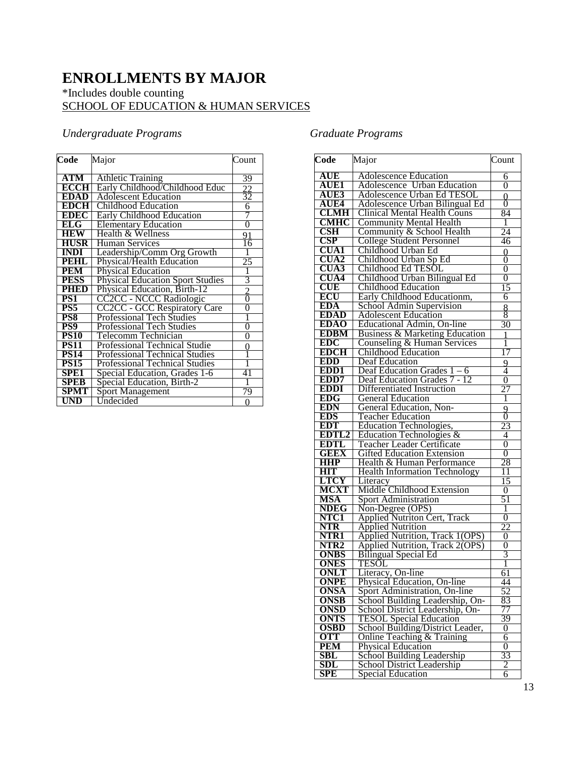# ENROLLMENTS BY MAJOR

*Includes double counting

SCHOOL OF EDUCATION & HUMAN SERVICES

## *Undergraduate Programs*

| Code | Major | Count |
|---|---|---|
| **ATM** | Athletic Training | 39 |
| **ECCH** | Early Childhood/Childhood Educ | 22 |
| **EDAD** | Adolescent Education | 32 |
| **EDCH** | Childhood Education | 6 |
| **EDEC** | Early Childhood Education | 7 |
| **ELG** | Elementary Education | 0 |
| **HEW** | Health & Wellness | 91 |
| **HUSR** | Human Services | 16 |
| **INDI** | Leadership/Comm Org Growth | 1 |
| **PEHL** | Physical/Health Education | 25 |
| **PEM** | Physical Education | 1 |
| **PESS** | Physical Education Sport Studies | 3 |
| **PHED** | Physical Education, Birth-12 | 2 |
| **PS1** | CC2CC - NCCC Radiologic | 0 |
| **PS5** | CC2CC - GCC Respiratory Care | 0 |
| **PS8** | Professional Tech Studies | 1 |
| **PS9** | Professional Tech Studies | 0 |
| **PS10** | Telecomm Technician | 0 |
| **PS11** | Professional Technical Studie | 0 |
| **PS14** | Professional Technical Studies | 1 |
| **PS15** | Professional Technical Studies | 1 |
| **SPE1** | Special Education, Grades 1-6 | 41 |
| **SPEB** | Special Education, Birth-2 | 1 |
| **SPMT** | Sport Management | 79 |
| **UND** | Undecided | 0 |

## *Graduate Programs*

| Code | Major | Count |
|---|---|---|
| **AUE** | Adolescence Education | 6 |
| **AUE1** | Adolescence Urban Education | 0 |
| **AUE3** | Adolescence Urban Ed TESOL | 0 |
| **AUE4** | Adolescence Urban Bilingual Ed | 0 |
| **CLMH** | Clinical Mental Health Couns | 84 |
| **CMHC** | Community Mental Health | 1 |
| **CSH** | Community & School Health | 24 |
| **CSP** | College Student Personnel | 46 |
| **CUA1** | Childhood Urban Ed | 0 |
| **CUA2** | Childhood Urban Sp Ed | 0 |
| **CUA3** | Childhood Ed TESOL | 0 |
| **CUA4** | Childhood Urban Bilingual Ed | 0 |
| **CUE** | Childhood Education | 15 |
| **ECU** | Early Childhood Educationm, | 6 |
| **EDA** | School Admin Supervision | 8 |
| **EDAD** | Adolescent Education | 8 |
| **EDAO** | Educational Admin, On-line | 30 |
| **EDBM** | Business & Marketing Education | 1 |
| **EDC** | Counseling & Human Services | 1 |
| **EDCH** | Childhood Education | 17 |
| **EDD** | Deaf Education | 9 |
| **EDD1** | Deaf Education Grades 1 – 6 | 4 |
| **EDD7** | Deaf Education Grades 7 - 12 | 0 |
| **EDDI** | Differentiated Instruction | 27 |
| **EDG** | General Education | 1 |
| **EDN** | General Education, Non- | 9 |
| **EDS** | Teacher Education | 0 |
| **EDT** | Education Technologies, | 23 |
| **EDTL2** | Education Technologies & | 4 |
| **EDTL** | Teacher Leader Certificate | 0 |
| **GEEX** | Gifted Education Extension | 0 |
| **HHP** | Health & Human Performance | 28 |
| **HIT** | Health Information Technology | 11 |
| **LTCY** | Literacy | 15 |
| **MCXT** | Middle Childhood Extension | 0 |
| **MSA** | Sport Administration | 51 |
| **NDEG** | Non-Degree (OPS) | 1 |
| **NTC1** | Applied Nutriton Cert, Track | 0 |
| **NTR** | Applied Nutrition | 22 |
| **NTR1** | Applied Nutrition, Track 1(OPS) | 0 |
| **NTR2** | Applied Nutrition, Track 2(OPS) | 0 |
| **ONBS** | Bilingual Special Ed | 3 |
| **ONES** | TESOL | 1 |
| **ONLT** | Literacy, On-line | 61 |
| **ONPE** | Physical Education, On-line | 44 |
| **ONSA** | Sport Administration, On-line | 52 |
| **ONSB** | School Building Leadership, On- | 83 |
| **ONSD** | School District Leadership, On- | 77 |
| **ONTS** | TESOL Special Education | 39 |
| **OSBD** | School Building/District Leader, | 0 |
| **OTT** | Online Teaching & Training | 6 |
| **PEM** | Physical Education | 0 |
| **SBL** | School Building Leadership | 33 |
| **SDL** | School District Leadership | 2 |
| **SPE** | Special Education | 6 |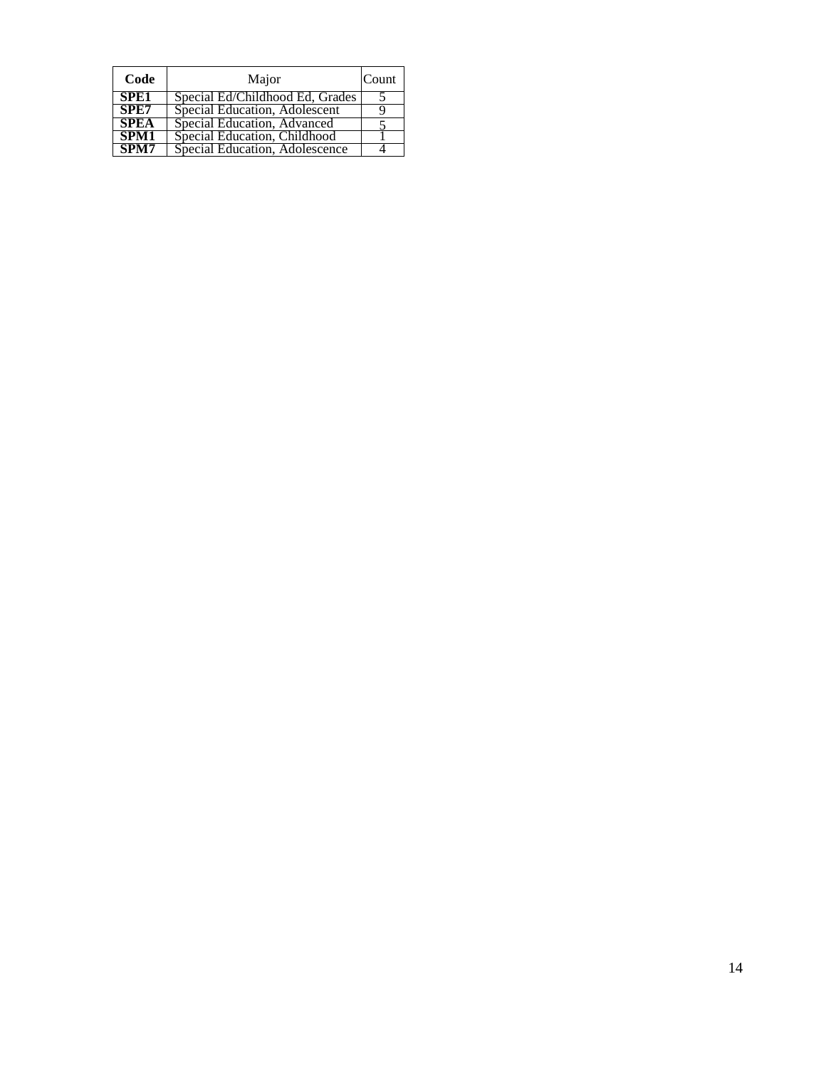| Code | Major | Count |
|---|---|---|
| **SPE1** | Special Ed/Childhood Ed, Grades | 5 |
| **SPE7** | Special Education, Adolescent | 9 |
| **SPEA** | Special Education, Advanced | 5 |
| **SPM1** | Special Education, Childhood | 1 |
| **SPM7** | Special Education, Adolescence | 4 |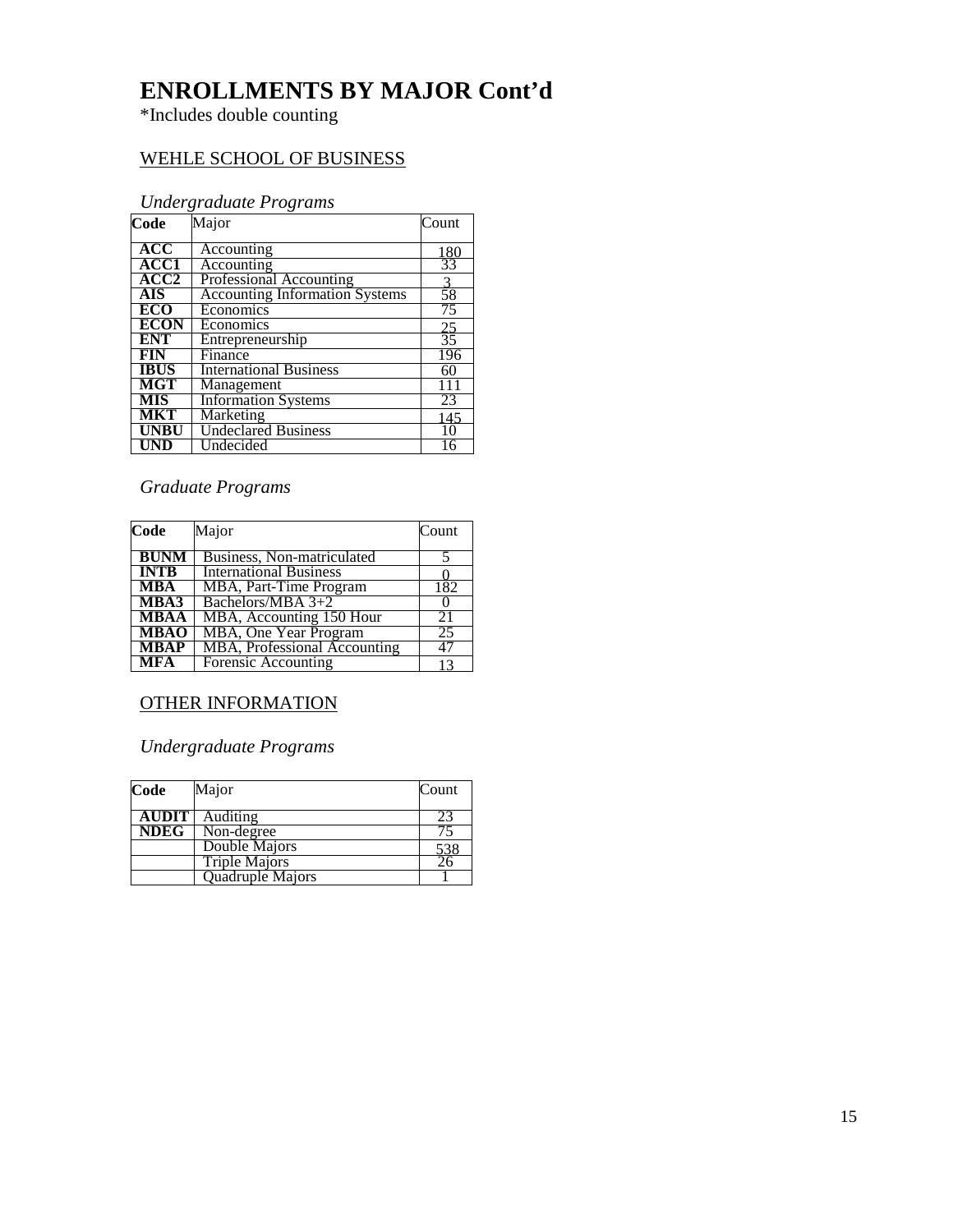# ENROLLMENTS BY MAJOR Cont'd

*Includes double counting

## WEHLE SCHOOL OF BUSINESS

### *Undergraduate Programs*

| Code | Major | Count |
|---|---|---|
| **ACC** | Accounting | 180 |
| **ACC1** | Accounting | 33 |
| **ACC2** | Professional Accounting | 3 |
| **AIS** | Accounting Information Systems | 58 |
| **ECO** | Economics | 75 |
| **ECON** | Economics | 25 |
| **ENT** | Entrepreneurship | 35 |
| **FIN** | Finance | 196 |
| **IBUS** | International Business | 60 |
| **MGT** | Management | 111 |
| **MIS** | Information Systems | 23 |
| **MKT** | Marketing | 145 |
| **UNBU** | Undeclared Business | 10 |
| **UND** | Undecided | 16 |

### *Graduate Programs*

| Code | Major | Count |
|---|---|---|
| **BUNM** | Business, Non-matriculated | 5 |
| **INTB** | International Business | 0 |
| **MBA** | MBA, Part-Time Program | 182 |
| **MBA3** | Bachelors/MBA 3+2 | 0 |
| **MBAA** | MBA, Accounting 150 Hour | 21 |
| **MBAO** | MBA, One Year Program | 25 |
| **MBAP** | MBA, Professional Accounting | 47 |
| **MFA** | Forensic Accounting | 13 |

## OTHER INFORMATION

### *Undergraduate Programs*

| Code | Major | Count |
|---|---|---|
| **AUDIT** | Auditing | 23 |
| **NDEG** | Non-degree | 75 |
| | Double Majors | 538 |
| | Triple Majors | 26 |
| | Quadruple Majors | 1 |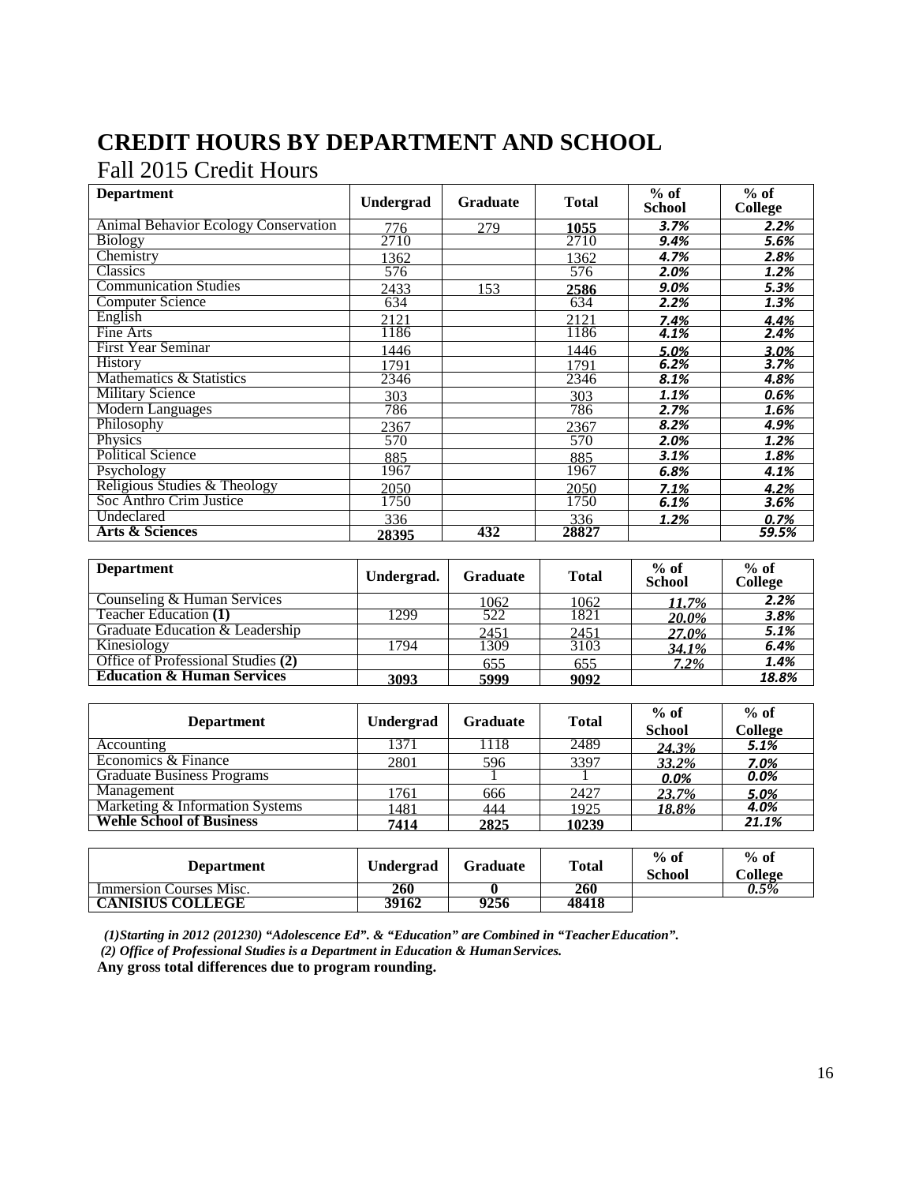# CREDIT HOURS BY DEPARTMENT AND SCHOOL

## Fall 2015 Credit Hours

| Department | Undergrad | Graduate | Total | % of School | % of College |
|---|---|---|---|---|---|
| Animal Behavior Ecology Conservation | 776 | 279 | **1055** | *3.7%* | *2.2%* |
| Biology | 2710 | | 2710 | *9.4%* | *5.6%* |
| Chemistry | 1362 | | 1362 | *4.7%* | *2.8%* |
| Classics | 576 | | 576 | *2.0%* | *1.2%* |
| Communication Studies | 2433 | 153 | **2586** | *9.0%* | *5.3%* |
| Computer Science | 634 | | 634 | *2.2%* | *1.3%* |
| English | 2121 | | 2121 | *7.4%* | *4.4%* |
| Fine Arts | 1186 | | 1186 | *4.1%* | *2.4%* |
| First Year Seminar | 1446 | | 1446 | *5.0%* | *3.0%* |
| History | 1791 | | 1791 | *6.2%* | *3.7%* |
| Mathematics & Statistics | 2346 | | 2346 | *8.1%* | *4.8%* |
| Military Science | 303 | | 303 | *1.1%* | *0.6%* |
| Modern Languages | 786 | | 786 | *2.7%* | *1.6%* |
| Philosophy | 2367 | | 2367 | *8.2%* | *4.9%* |
| Physics | 570 | | 570 | *2.0%* | *1.2%* |
| Political Science | 885 | | 885 | *3.1%* | *1.8%* |
| Psychology | 1967 | | 1967 | *6.8%* | *4.1%* |
| Religious Studies & Theology | 2050 | | 2050 | *7.1%* | *4.2%* |
| Soc Anthro Crim Justice | 1750 | | 1750 | *6.1%* | *3.6%* |
| Undeclared | 336 | | 336 | *1.2%* | *0.7%* |
| **Arts & Sciences** | **28395** | **432** | **28827** | | ***59.5%*** |

| Department | Undergrad. | Graduate | Total | % of School | % of College |
|---|---|---|---|---|---|
| Counseling & Human Services | | 1062 | 1062 | *11.7%* | *2.2%* |
| Teacher Education **(1)** | 1299 | 522 | 1821 | *20.0%* | *3.8%* |
| Graduate Education & Leadership | | 2451 | 2451 | *27.0%* | *5.1%* |
| Kinesiology | 1794 | 1309 | 3103 | *34.1%* | *6.4%* |
| Office of Professional Studies **(2)** | | 655 | 655 | *7.2%* | *1.4%* |
| **Education & Human Services** | **3093** | **5999** | **9092** | | ***18.8%*** |

| Department | Undergrad | Graduate | Total | % of School | % of College |
|---|---|---|---|---|---|
| Accounting | 1371 | 1118 | 2489 | *24.3%* | *5.1%* |
| Economics & Finance | 2801 | 596 | 3397 | *33.2%* | *7.0%* |
| Graduate Business Programs | | 1 | 1 | *0.0%* | *0.0%* |
| Management | 1761 | 666 | 2427 | *23.7%* | *5.0%* |
| Marketing & Information Systems | 1481 | 444 | 1925 | *18.8%* | *4.0%* |
| **Wehle School of Business** | **7414** | **2825** | **10239** | | ***21.1%*** |

| Department | Undergrad | Graduate | Total | % of School | % of College |
|---|---|---|---|---|---|
| Immersion Courses Misc. | **260** | **0** | **260** | | *0.5%* |
| **CANISIUS COLLEGE** | **39162** | **9256** | **48418** | | |

***(1)Starting in 2012 (201230) "Adolescence Ed". & "Education" are Combined in "Teacher Education".***

***(2) Office of Professional Studies is a Department in Education & Human Services.***

**Any gross total differences due to program rounding.**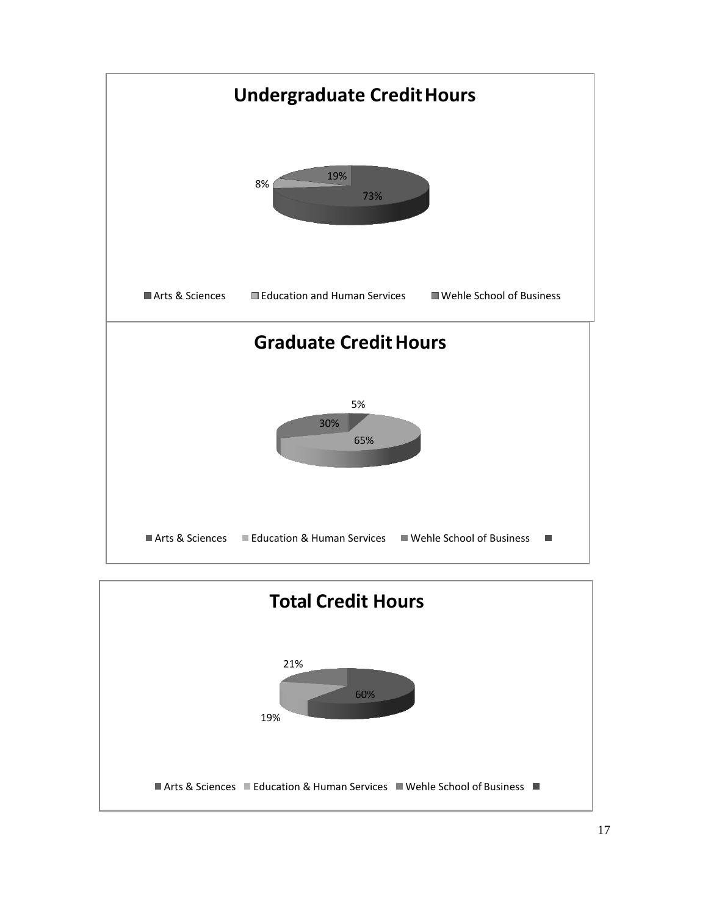## Undergraduate Credit Hours

8%

19%

73%

Arts & Sciences    Education and Human Services    Wehle School of Business

## Graduate Credit Hours

5%

30%

65%

Arts & Sciences    Education & Human Services    Wehle School of Business

## Total Credit Hours

21%

60%

19%

Arts & Sciences    Education & Human Services    Wehle School of Business